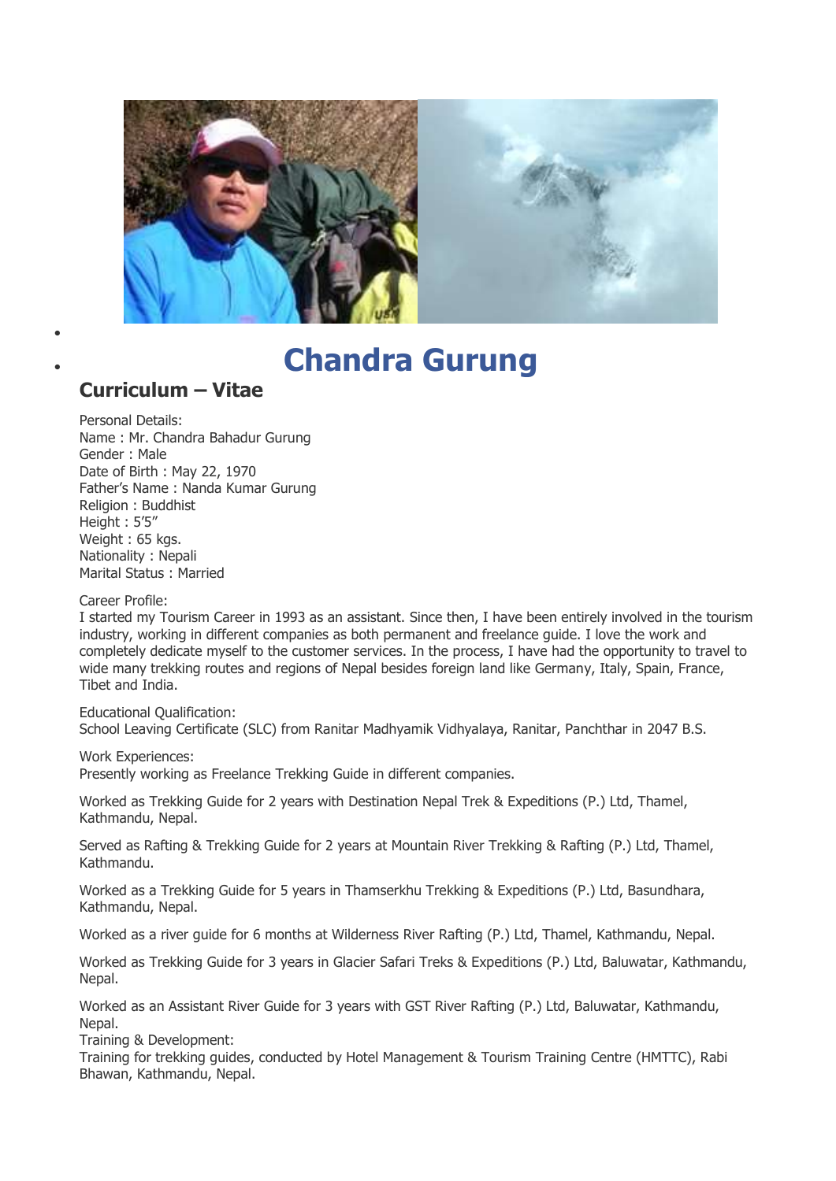# Chandra Gurung

## Curriculum – Vitae

Personal Details:
Name : Mr. Chandra Bahadur Gurung
Gender : Male
Date of Birth : May 22, 1970
Father's Name : Nanda Kumar Gurung
Religion : Buddhist
Height : 5'5"
Weight : 65 kgs.
Nationality : Nepali
Marital Status : Married

Career Profile:
I started my Tourism Career in 1993 as an assistant. Since then, I have been entirely involved in the tourism industry, working in different companies as both permanent and freelance guide. I love the work and completely dedicate myself to the customer services. In the process, I have had the opportunity to travel to wide many trekking routes and regions of Nepal besides foreign land like Germany, Italy, Spain, France, Tibet and India.

Educational Qualification:
School Leaving Certificate (SLC) from Ranitar Madhyamik Vidhyalaya, Ranitar, Panchthar in 2047 B.S.

Work Experiences:
Presently working as Freelance Trekking Guide in different companies.

Worked as Trekking Guide for 2 years with Destination Nepal Trek & Expeditions (P.) Ltd, Thamel, Kathmandu, Nepal.

Served as Rafting & Trekking Guide for 2 years at Mountain River Trekking & Rafting (P.) Ltd, Thamel, Kathmandu.

Worked as a Trekking Guide for 5 years in Thamserkhu Trekking & Expeditions (P.) Ltd, Basundhara, Kathmandu, Nepal.

Worked as a river guide for 6 months at Wilderness River Rafting (P.) Ltd, Thamel, Kathmandu, Nepal.

Worked as Trekking Guide for 3 years in Glacier Safari Treks & Expeditions (P.) Ltd, Baluwatar, Kathmandu, Nepal.

Worked as an Assistant River Guide for 3 years with GST River Rafting (P.) Ltd, Baluwatar, Kathmandu, Nepal.
Training & Development:
Training for trekking guides, conducted by Hotel Management & Tourism Training Centre (HMTTC), Rabi Bhawan, Kathmandu, Nepal.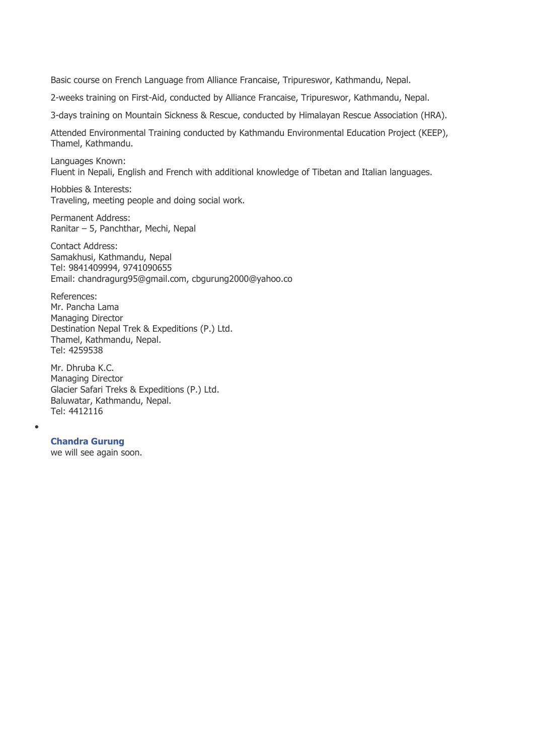Basic course on French Language from Alliance Francaise, Tripureswor, Kathmandu, Nepal.

2-weeks training on First-Aid, conducted by Alliance Francaise, Tripureswor, Kathmandu, Nepal.

3-days training on Mountain Sickness & Rescue, conducted by Himalayan Rescue Association (HRA).

Attended Environmental Training conducted by Kathmandu Environmental Education Project (KEEP), Thamel, Kathmandu.

Languages Known:
Fluent in Nepali, English and French with additional knowledge of Tibetan and Italian languages.

Hobbies & Interests:
Traveling, meeting people and doing social work.

Permanent Address:
Ranitar – 5, Panchthar, Mechi, Nepal

Contact Address:
Samakhusi, Kathmandu, Nepal
Tel: 9841409994, 9741090655
Email: chandragurg95@gmail.com, cbgurung2000@yahoo.co

References:
Mr. Pancha Lama
Managing Director
Destination Nepal Trek & Expeditions (P.) Ltd.
Thamel, Kathmandu, Nepal.
Tel: 4259538

Mr. Dhruba K.C.
Managing Director
Glacier Safari Treks & Expeditions (P.) Ltd.
Baluwatar, Kathmandu, Nepal.
Tel: 4412116

- **Chandra Gurung**
  we will see again soon.